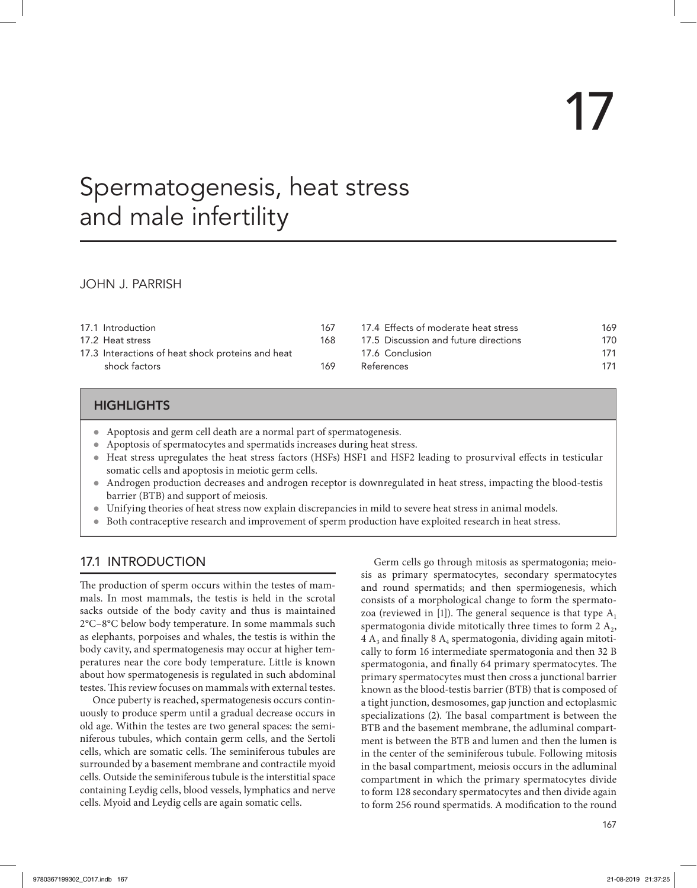# 17

# Spermatogenesis, heat stress and male infertility

JOHN J. PARRISH

| | | | |
|---|---|---|---|
| 17.1 Introduction | 167 | 17.4 Effects of moderate heat stress | 169 |
| 17.2 Heat stress | 168 | 17.5 Discussion and future directions | 170 |
| 17.3 Interactions of heat shock proteins and heat shock factors | 169 | 17.6 Conclusion | 171 |
| | | References | 171 |

## HIGHLIGHTS

- Apoptosis and germ cell death are a normal part of spermatogenesis.
- Apoptosis of spermatocytes and spermatids increases during heat stress.
- Heat stress upregulates the heat stress factors (HSFs) HSF1 and HSF2 leading to prosurvival effects in testicular somatic cells and apoptosis in meiotic germ cells.
- Androgen production decreases and androgen receptor is downregulated in heat stress, impacting the blood-testis barrier (BTB) and support of meiosis.
- Unifying theories of heat stress now explain discrepancies in mild to severe heat stress in animal models.
- Both contraceptive research and improvement of sperm production have exploited research in heat stress.

## 17.1 INTRODUCTION

The production of sperm occurs within the testes of mammals. In most mammals, the testis is held in the scrotal sacks outside of the body cavity and thus is maintained 2°C–8°C below body temperature. In some mammals such as elephants, porpoises and whales, the testis is within the body cavity, and spermatogenesis may occur at higher temperatures near the core body temperature. Little is known about how spermatogenesis is regulated in such abdominal testes. This review focuses on mammals with external testes.

Once puberty is reached, spermatogenesis occurs continuously to produce sperm until a gradual decrease occurs in old age. Within the testes are two general spaces: the seminiferous tubules, which contain germ cells, and the Sertoli cells, which are somatic cells. The seminiferous tubules are surrounded by a basement membrane and contractile myoid cells. Outside the seminiferous tubule is the interstitial space containing Leydig cells, blood vessels, lymphatics and nerve cells. Myoid and Leydig cells are again somatic cells.

Germ cells go through mitosis as spermatogonia; meiosis as primary spermatocytes, secondary spermatocytes and round spermatids; and then spermiogenesis, which consists of a morphological change to form the spermatozoa (reviewed in [1]). The general sequence is that type $A_1$ spermatogonia divide mitotically three times to form 2 $A_2$, 4 $A_3$ and finally 8 $A_4$ spermatogonia, dividing again mitotically to form 16 intermediate spermatogonia and then 32 B spermatogonia, and finally 64 primary spermatocytes. The primary spermatocytes must then cross a junctional barrier known as the blood-testis barrier (BTB) that is composed of a tight junction, desmosomes, gap junction and ectoplasmic specializations (2). The basal compartment is between the BTB and the basement membrane, the adluminal compartment is between the BTB and lumen and then the lumen is in the center of the seminiferous tubule. Following mitosis in the basal compartment, meiosis occurs in the adluminal compartment in which the primary spermatocytes divide to form 128 secondary spermatocytes and then divide again to form 256 round spermatids. A modification to the round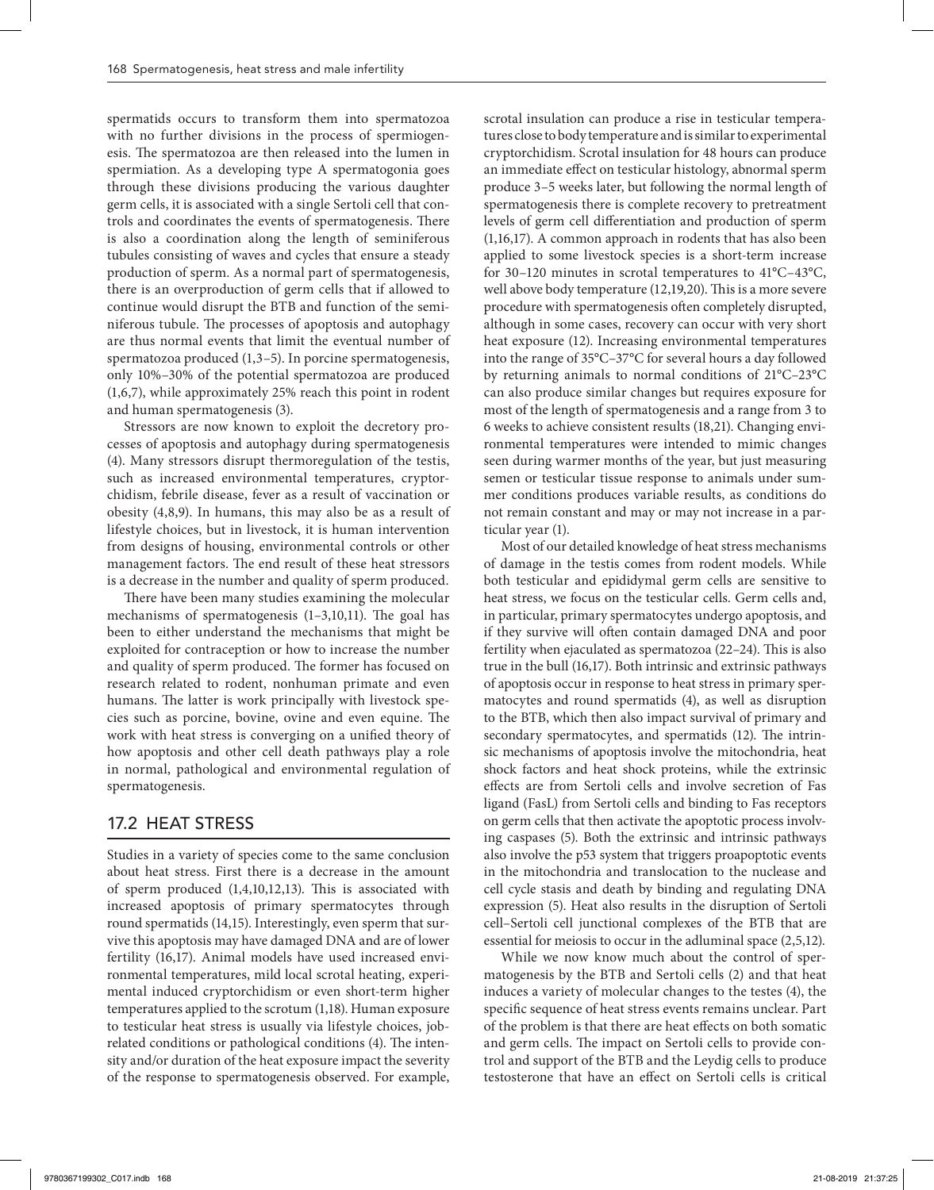spermatids occurs to transform them into spermatozoa with no further divisions in the process of spermiogenesis. The spermatozoa are then released into the lumen in spermiation. As a developing type A spermatogonia goes through these divisions producing the various daughter germ cells, it is associated with a single Sertoli cell that controls and coordinates the events of spermatogenesis. There is also a coordination along the length of seminiferous tubules consisting of waves and cycles that ensure a steady production of sperm. As a normal part of spermatogenesis, there is an overproduction of germ cells that if allowed to continue would disrupt the BTB and function of the seminiferous tubule. The processes of apoptosis and autophagy are thus normal events that limit the eventual number of spermatozoa produced (1,3–5). In porcine spermatogenesis, only 10%–30% of the potential spermatozoa are produced (1,6,7), while approximately 25% reach this point in rodent and human spermatogenesis (3).

Stressors are now known to exploit the decretory processes of apoptosis and autophagy during spermatogenesis (4). Many stressors disrupt thermoregulation of the testis, such as increased environmental temperatures, cryptorchidism, febrile disease, fever as a result of vaccination or obesity (4,8,9). In humans, this may also be as a result of lifestyle choices, but in livestock, it is human intervention from designs of housing, environmental controls or other management factors. The end result of these heat stressors is a decrease in the number and quality of sperm produced.

There have been many studies examining the molecular mechanisms of spermatogenesis (1–3,10,11). The goal has been to either understand the mechanisms that might be exploited for contraception or how to increase the number and quality of sperm produced. The former has focused on research related to rodent, nonhuman primate and even humans. The latter is work principally with livestock species such as porcine, bovine, ovine and even equine. The work with heat stress is converging on a unified theory of how apoptosis and other cell death pathways play a role in normal, pathological and environmental regulation of spermatogenesis.

## 17.2 HEAT STRESS

Studies in a variety of species come to the same conclusion about heat stress. First there is a decrease in the amount of sperm produced (1,4,10,12,13). This is associated with increased apoptosis of primary spermatocytes through round spermatids (14,15). Interestingly, even sperm that survive this apoptosis may have damaged DNA and are of lower fertility (16,17). Animal models have used increased environmental temperatures, mild local scrotal heating, experimental induced cryptorchidism or even short-term higher temperatures applied to the scrotum (1,18). Human exposure to testicular heat stress is usually via lifestyle choices, job-related conditions or pathological conditions (4). The intensity and/or duration of the heat exposure impact the severity of the response to spermatogenesis observed. For example, scrotal insulation can produce a rise in testicular temperatures close to body temperature and is similar to experimental cryptorchidism. Scrotal insulation for 48 hours can produce an immediate effect on testicular histology, abnormal sperm produce 3–5 weeks later, but following the normal length of spermatogenesis there is complete recovery to pretreatment levels of germ cell differentiation and production of sperm (1,16,17). A common approach in rodents that has also been applied to some livestock species is a short-term increase for 30–120 minutes in scrotal temperatures to 41°C–43°C, well above body temperature (12,19,20). This is a more severe procedure with spermatogenesis often completely disrupted, although in some cases, recovery can occur with very short heat exposure (12). Increasing environmental temperatures into the range of 35°C–37°C for several hours a day followed by returning animals to normal conditions of 21°C–23°C can also produce similar changes but requires exposure for most of the length of spermatogenesis and a range from 3 to 6 weeks to achieve consistent results (18,21). Changing environmental temperatures were intended to mimic changes seen during warmer months of the year, but just measuring semen or testicular tissue response to animals under summer conditions produces variable results, as conditions do not remain constant and may or may not increase in a particular year (1).

Most of our detailed knowledge of heat stress mechanisms of damage in the testis comes from rodent models. While both testicular and epididymal germ cells are sensitive to heat stress, we focus on the testicular cells. Germ cells and, in particular, primary spermatocytes undergo apoptosis, and if they survive will often contain damaged DNA and poor fertility when ejaculated as spermatozoa (22–24). This is also true in the bull (16,17). Both intrinsic and extrinsic pathways of apoptosis occur in response to heat stress in primary spermatocytes and round spermatids (4), as well as disruption to the BTB, which then also impact survival of primary and secondary spermatocytes, and spermatids (12). The intrinsic mechanisms of apoptosis involve the mitochondria, heat shock factors and heat shock proteins, while the extrinsic effects are from Sertoli cells and involve secretion of Fas ligand (FasL) from Sertoli cells and binding to Fas receptors on germ cells that then activate the apoptotic process involving caspases (5). Both the extrinsic and intrinsic pathways also involve the p53 system that triggers proapoptotic events in the mitochondria and translocation to the nuclease and cell cycle stasis and death by binding and regulating DNA expression (5). Heat also results in the disruption of Sertoli cell–Sertoli cell junctional complexes of the BTB that are essential for meiosis to occur in the adluminal space (2,5,12).

While we now know much about the control of spermatogenesis by the BTB and Sertoli cells (2) and that heat induces a variety of molecular changes to the testes (4), the specific sequence of heat stress events remains unclear. Part of the problem is that there are heat effects on both somatic and germ cells. The impact on Sertoli cells to provide control and support of the BTB and the Leydig cells to produce testosterone that have an effect on Sertoli cells is critical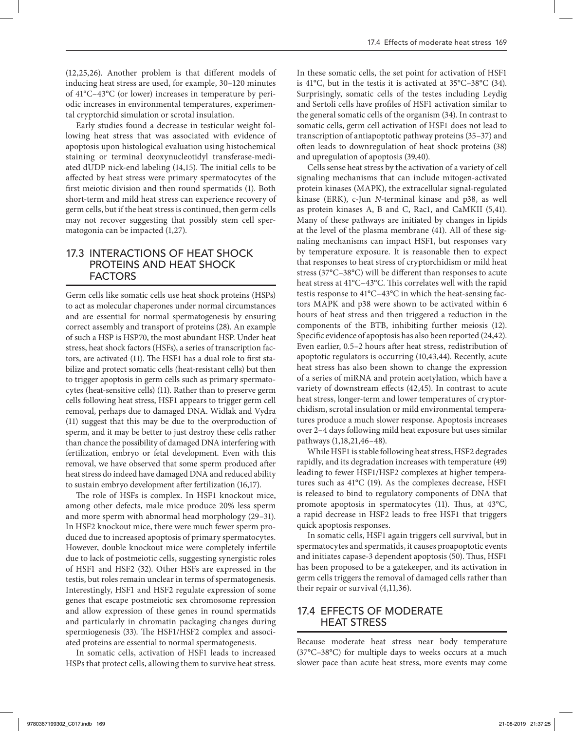(12,25,26). Another problem is that different models of inducing heat stress are used, for example, 30–120 minutes of 41°C–43°C (or lower) increases in temperature by periodic increases in environmental temperatures, experimental cryptorchid simulation or scrotal insulation.

Early studies found a decrease in testicular weight following heat stress that was associated with evidence of apoptosis upon histological evaluation using histochemical staining or terminal deoxynucleotidyl transferase-mediated dUDP nick-end labeling (14,15). The initial cells to be affected by heat stress were primary spermatocytes of the first meiotic division and then round spermatids (1). Both short-term and mild heat stress can experience recovery of germ cells, but if the heat stress is continued, then germ cells may not recover suggesting that possibly stem cell spermatogonia can be impacted (1,27).

## 17.3 INTERACTIONS OF HEAT SHOCK PROTEINS AND HEAT SHOCK FACTORS

Germ cells like somatic cells use heat shock proteins (HSPs) to act as molecular chaperones under normal circumstances and are essential for normal spermatogenesis by ensuring correct assembly and transport of proteins (28). An example of such a HSP is HSP70, the most abundant HSP. Under heat stress, heat shock factors (HSFs), a series of transcription factors, are activated (11). The HSF1 has a dual role to first stabilize and protect somatic cells (heat-resistant cells) but then to trigger apoptosis in germ cells such as primary spermatocytes (heat-sensitive cells) (11). Rather than to preserve germ cells following heat stress, HSF1 appears to trigger germ cell removal, perhaps due to damaged DNA. Widlak and Vydra (11) suggest that this may be due to the overproduction of sperm, and it may be better to just destroy these cells rather than chance the possibility of damaged DNA interfering with fertilization, embryo or fetal development. Even with this removal, we have observed that some sperm produced after heat stress do indeed have damaged DNA and reduced ability to sustain embryo development after fertilization (16,17).

The role of HSFs is complex. In HSF1 knockout mice, among other defects, male mice produce 20% less sperm and more sperm with abnormal head morphology (29–31). In HSF2 knockout mice, there were much fewer sperm produced due to increased apoptosis of primary spermatocytes. However, double knockout mice were completely infertile due to lack of postmeiotic cells, suggesting synergistic roles of HSF1 and HSF2 (32). Other HSFs are expressed in the testis, but roles remain unclear in terms of spermatogenesis. Interestingly, HSF1 and HSF2 regulate expression of some genes that escape postmeiotic sex chromosome repression and allow expression of these genes in round spermatids and particularly in chromatin packaging changes during spermiogenesis (33). The HSF1/HSF2 complex and associated proteins are essential to normal spermatogenesis.

In somatic cells, activation of HSF1 leads to increased HSPs that protect cells, allowing them to survive heat stress. In these somatic cells, the set point for activation of HSF1 is 41°C, but in the testis it is activated at 35°C–38°C (34). Surprisingly, somatic cells of the testes including Leydig and Sertoli cells have profiles of HSF1 activation similar to the general somatic cells of the organism (34). In contrast to somatic cells, germ cell activation of HSF1 does not lead to transcription of antiapoptotic pathway proteins (35–37) and often leads to downregulation of heat shock proteins (38) and upregulation of apoptosis (39,40).

Cells sense heat stress by the activation of a variety of cell signaling mechanisms that can include mitogen-activated protein kinases (MAPK), the extracellular signal-regulated kinase (ERK), c-Jun *N*-terminal kinase and p38, as well as protein kinases A, B and C, Rac1, and CaMKII (5,41). Many of these pathways are initiated by changes in lipids at the level of the plasma membrane (41). All of these signaling mechanisms can impact HSF1, but responses vary by temperature exposure. It is reasonable then to expect that responses to heat stress of cryptorchidism or mild heat stress (37°C–38°C) will be different than responses to acute heat stress at 41°C–43°C. This correlates well with the rapid testis response to 41°C–43°C in which the heat-sensing factors MAPK and p38 were shown to be activated within 6 hours of heat stress and then triggered a reduction in the components of the BTB, inhibiting further meiosis (12). Specific evidence of apoptosis has also been reported (24,42). Even earlier, 0.5–2 hours after heat stress, redistribution of apoptotic regulators is occurring (10,43,44). Recently, acute heat stress has also been shown to change the expression of a series of miRNA and protein acetylation, which have a variety of downstream effects (42,45). In contrast to acute heat stress, longer-term and lower temperatures of cryptorchidism, scrotal insulation or mild environmental temperatures produce a much slower response. Apoptosis increases over 2–4 days following mild heat exposure but uses similar pathways (1,18,21,46–48).

While HSF1 is stable following heat stress, HSF2 degrades rapidly, and its degradation increases with temperature (49) leading to fewer HSF1/HSF2 complexes at higher temperatures such as 41°C (19). As the complexes decrease, HSF1 is released to bind to regulatory components of DNA that promote apoptosis in spermatocytes (11). Thus, at 43°C, a rapid decrease in HSF2 leads to free HSF1 that triggers quick apoptosis responses.

In somatic cells, HSF1 again triggers cell survival, but in spermatocytes and spermatids, it causes proapoptotic events and initiates capase-3 dependent apoptosis (50). Thus, HSF1 has been proposed to be a gatekeeper, and its activation in germ cells triggers the removal of damaged cells rather than their repair or survival (4,11,36).

## 17.4 EFFECTS OF MODERATE HEAT STRESS

Because moderate heat stress near body temperature (37°C–38°C) for multiple days to weeks occurs at a much slower pace than acute heat stress, more events may come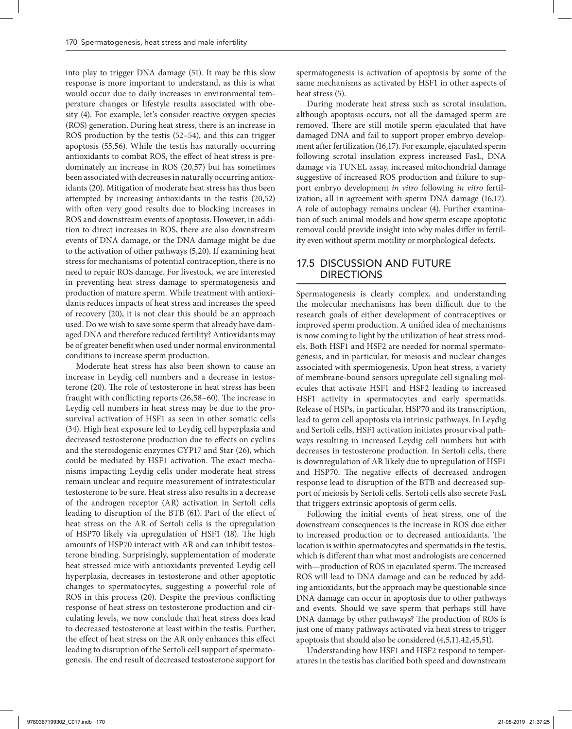into play to trigger DNA damage (51). It may be this slow response is more important to understand, as this is what would occur due to daily increases in environmental temperature changes or lifestyle results associated with obesity (4). For example, let's consider reactive oxygen species (ROS) generation. During heat stress, there is an increase in ROS production by the testis (52–54), and this can trigger apoptosis (55,56). While the testis has naturally occurring antioxidants to combat ROS, the effect of heat stress is predominately an increase in ROS (20,57) but has sometimes been associated with decreases in naturally occurring antioxidants (20). Mitigation of moderate heat stress has thus been attempted by increasing antioxidants in the testis (20,52) with often very good results due to blocking increases in ROS and downstream events of apoptosis. However, in addition to direct increases in ROS, there are also downstream events of DNA damage, or the DNA damage might be due to the activation of other pathways (5,20). If examining heat stress for mechanisms of potential contraception, there is no need to repair ROS damage. For livestock, we are interested in preventing heat stress damage to spermatogenesis and production of mature sperm. While treatment with antioxidants reduces impacts of heat stress and increases the speed of recovery (20), it is not clear this should be an approach used. Do we wish to save some sperm that already have damaged DNA and therefore reduced fertility? Antioxidants may be of greater benefit when used under normal environmental conditions to increase sperm production.

Moderate heat stress has also been shown to cause an increase in Leydig cell numbers and a decrease in testosterone (20). The role of testosterone in heat stress has been fraught with conflicting reports (26,58–60). The increase in Leydig cell numbers in heat stress may be due to the prosurvival activation of HSF1 as seen in other somatic cells (34). High heat exposure led to Leydig cell hyperplasia and decreased testosterone production due to effects on cyclins and the steroidogenic enzymes CYP17 and Star (26), which could be mediated by HSF1 activation. The exact mechanisms impacting Leydig cells under moderate heat stress remain unclear and require measurement of intratesticular testosterone to be sure. Heat stress also results in a decrease of the androgen receptor (AR) activation in Sertoli cells leading to disruption of the BTB (61). Part of the effect of heat stress on the AR of Sertoli cells is the upregulation of HSP70 likely via upregulation of HSF1 (18). The high amounts of HSP70 interact with AR and can inhibit testosterone binding. Surprisingly, supplementation of moderate heat stressed mice with antioxidants prevented Leydig cell hyperplasia, decreases in testosterone and other apoptotic changes to spermatocytes, suggesting a powerful role of ROS in this process (20). Despite the previous conflicting response of heat stress on testosterone production and circulating levels, we now conclude that heat stress does lead to decreased testosterone at least within the testis. Further, the effect of heat stress on the AR only enhances this effect leading to disruption of the Sertoli cell support of spermatogenesis. The end result of decreased testosterone support for spermatogenesis is activation of apoptosis by some of the same mechanisms as activated by HSF1 in other aspects of heat stress (5).

During moderate heat stress such as scrotal insulation, although apoptosis occurs, not all the damaged sperm are removed. There are still motile sperm ejaculated that have damaged DNA and fail to support proper embryo development after fertilization (16,17). For example, ejaculated sperm following scrotal insulation express increased FasL, DNA damage via TUNEL assay, increased mitochondrial damage suggestive of increased ROS production and failure to support embryo development *in vitro* following *in vitro* fertilization; all in agreement with sperm DNA damage (16,17). A role of autophagy remains unclear (4). Further examination of such animal models and how sperm escape apoptotic removal could provide insight into why males differ in fertility even without sperm motility or morphological defects.

## 17.5 DISCUSSION AND FUTURE DIRECTIONS

Spermatogenesis is clearly complex, and understanding the molecular mechanisms has been difficult due to the research goals of either development of contraceptives or improved sperm production. A unified idea of mechanisms is now coming to light by the utilization of heat stress models. Both HSF1 and HSF2 are needed for normal spermatogenesis, and in particular, for meiosis and nuclear changes associated with spermiogenesis. Upon heat stress, a variety of membrane-bound sensors upregulate cell signaling molecules that activate HSF1 and HSF2 leading to increased HSF1 activity in spermatocytes and early spermatids. Release of HSPs, in particular, HSP70 and its transcription, lead to germ cell apoptosis via intrinsic pathways. In Leydig and Sertoli cells, HSF1 activation initiates prosurvival pathways resulting in increased Leydig cell numbers but with decreases in testosterone production. In Sertoli cells, there is downregulation of AR likely due to upregulation of HSF1 and HSP70. The negative effects of decreased androgen response lead to disruption of the BTB and decreased support of meiosis by Sertoli cells. Sertoli cells also secrete FasL that triggers extrinsic apoptosis of germ cells.

Following the initial events of heat stress, one of the downstream consequences is the increase in ROS due either to increased production or to decreased antioxidants. The location is within spermatocytes and spermatids in the testis, which is different than what most andrologists are concerned with—production of ROS in ejaculated sperm. The increased ROS will lead to DNA damage and can be reduced by adding antioxidants, but the approach may be questionable since DNA damage can occur in apoptosis due to other pathways and events. Should we save sperm that perhaps still have DNA damage by other pathways? The production of ROS is just one of many pathways activated via heat stress to trigger apoptosis that should also be considered (4,5,11,42,45,51).

Understanding how HSF1 and HSF2 respond to temperatures in the testis has clarified both speed and downstream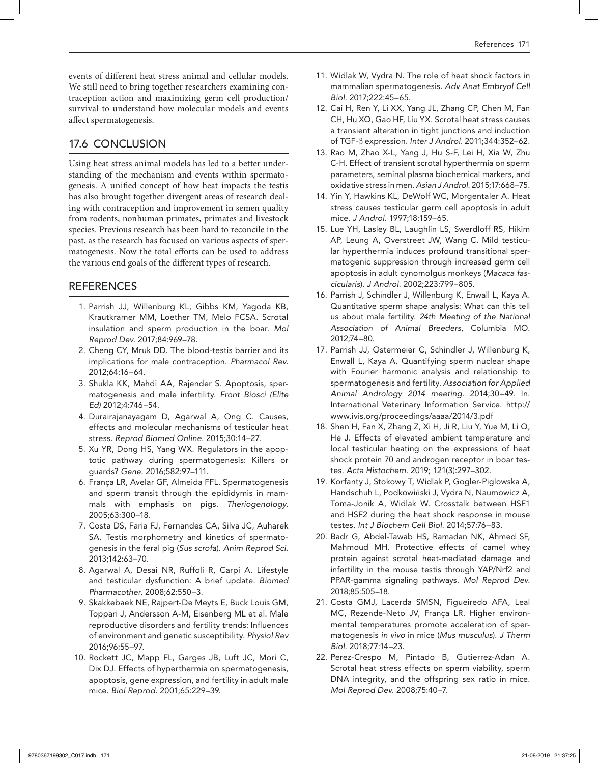events of different heat stress animal and cellular models. We still need to bring together researchers examining contraception action and maximizing germ cell production/survival to understand how molecular models and events affect spermatogenesis.

## 17.6 CONCLUSION

Using heat stress animal models has led to a better understanding of the mechanism and events within spermatogenesis. A unified concept of how heat impacts the testis has also brought together divergent areas of research dealing with contraception and improvement in semen quality from rodents, nonhuman primates, primates and livestock species. Previous research has been hard to reconcile in the past, as the research has focused on various aspects of spermatogenesis. Now the total efforts can be used to address the various end goals of the different types of research.

## REFERENCES

1. Parrish JJ, Willenburg KL, Gibbs KM, Yagoda KB, Krautkramer MM, Loether TM, Melo FCSA. Scrotal insulation and sperm production in the boar. *Mol Reprod Dev.* 2017;84:969–78.
2. Cheng CY, Mruk DD. The blood-testis barrier and its implications for male contraception. *Pharmacol Rev.* 2012;64:16–64.
3. Shukla KK, Mahdi AA, Rajender S. Apoptosis, spermatogenesis and male infertility. *Front Biosci (Elite Ed)* 2012;4:746–54.
4. Durairajanayagam D, Agarwal A, Ong C. Causes, effects and molecular mechanisms of testicular heat stress. *Reprod Biomed Online.* 2015;30:14–27.
5. Xu YR, Dong HS, Yang WX. Regulators in the apoptotic pathway during spermatogenesis: Killers or guards? *Gene.* 2016;582:97–111.
6. França LR, Avelar GF, Almeida FFL. Spermatogenesis and sperm transit through the epididymis in mammals with emphasis on pigs. *Theriogenology.* 2005;63:300–18.
7. Costa DS, Faria FJ, Fernandes CA, Silva JC, Auharek SA. Testis morphometry and kinetics of spermatogenesis in the feral pig (*Sus scrofa*). *Anim Reprod Sci.* 2013;142:63–70.
8. Agarwal A, Desai NR, Ruffoli R, Carpi A. Lifestyle and testicular dysfunction: A brief update. *Biomed Pharmacother.* 2008;62:550–3.
9. Skakkebaek NE, Rajpert-De Meyts E, Buck Louis GM, Toppari J, Andersson A-M, Eisenberg ML et al. Male reproductive disorders and fertility trends: Influences of environment and genetic susceptibility. *Physiol Rev* 2016;96:55–97.
10. Rockett JC, Mapp FL, Garges JB, Luft JC, Mori C, Dix DJ. Effects of hyperthermia on spermatogenesis, apoptosis, gene expression, and fertility in adult male mice. *Biol Reprod.* 2001;65:229–39.
11. Widlak W, Vydra N. The role of heat shock factors in mammalian spermatogenesis. *Adv Anat Embryol Cell Biol.* 2017;222:45–65.
12. Cai H, Ren Y, Li XX, Yang JL, Zhang CP, Chen M, Fan CH, Hu XQ, Gao HF, Liu YX. Scrotal heat stress causes a transient alteration in tight junctions and induction of TGF-β expression. *Inter J Androl.* 2011;344:352–62.
13. Rao M, Zhao X-L, Yang J, Hu S-F, Lei H, Xia W, Zhu C-H. Effect of transient scrotal hyperthermia on sperm parameters, seminal plasma biochemical markers, and oxidative stress in men. *Asian J Androl.* 2015;17:668–75.
14. Yin Y, Hawkins KL, DeWolf WC, Morgentaler A. Heat stress causes testicular germ cell apoptosis in adult mice. *J Androl.* 1997;18:159–65.
15. Lue YH, Lasley BL, Laughlin LS, Swerdloff RS, Hikim AP, Leung A, Overstreet JW, Wang C. Mild testicular hyperthermia induces profound transitional spermatogenic suppression through increased germ cell apoptosis in adult cynomolgus monkeys (*Macaca fascicularis*). *J Androl.* 2002;223:799–805.
16. Parrish J, Schindler J, Willenburg K, Enwall L, Kaya A. Quantitative sperm shape analysis: What can this tell us about male fertility. *24th Meeting of the National Association of Animal Breeders*, Columbia MO. 2012;74–80.
17. Parrish JJ, Ostermeier C, Schindler J, Willenburg K, Enwall L, Kaya A. Quantifying sperm nuclear shape with Fourier harmonic analysis and relationship to spermatogenesis and fertility. *Association for Applied Animal Andrology 2014 meeting.* 2014;30–49. In. International Veterinary Information Service. http://www.ivis.org/proceedings/aaaa/2014/3.pdf
18. Shen H, Fan X, Zhang Z, Xi H, Ji R, Liu Y, Yue M, Li Q, He J. Effects of elevated ambient temperature and local testicular heating on the expressions of heat shock protein 70 and androgen receptor in boar testes. *Acta Histochem.* 2019; 121(3):297–302.
19. Korfanty J, Stokowy T, Widlak P, Gogler-Piglowska A, Handschuh L, Podkowiński J, Vydra N, Naumowicz A, Toma-Jonik A, Widlak W. Crosstalk between HSF1 and HSF2 during the heat shock response in mouse testes. *Int J Biochem Cell Biol.* 2014;57:76–83.
20. Badr G, Abdel-Tawab HS, Ramadan NK, Ahmed SF, Mahmoud MH. Protective effects of camel whey protein against scrotal heat-mediated damage and infertility in the mouse testis through YAP/Nrf2 and PPAR-gamma signaling pathways. *Mol Reprod Dev.* 2018;85:505–18.
21. Costa GMJ, Lacerda SMSN, Figueiredo AFA, Leal MC, Rezende-Neto JV, França LR. Higher environmental temperatures promote acceleration of spermatogenesis *in vivo* in mice (*Mus musculus*). *J Therm Biol.* 2018;77:14–23.
22. Perez-Crespo M, Pintado B, Gutierrez-Adan A. Scrotal heat stress effects on sperm viability, sperm DNA integrity, and the offspring sex ratio in mice. *Mol Reprod Dev.* 2008;75:40–7.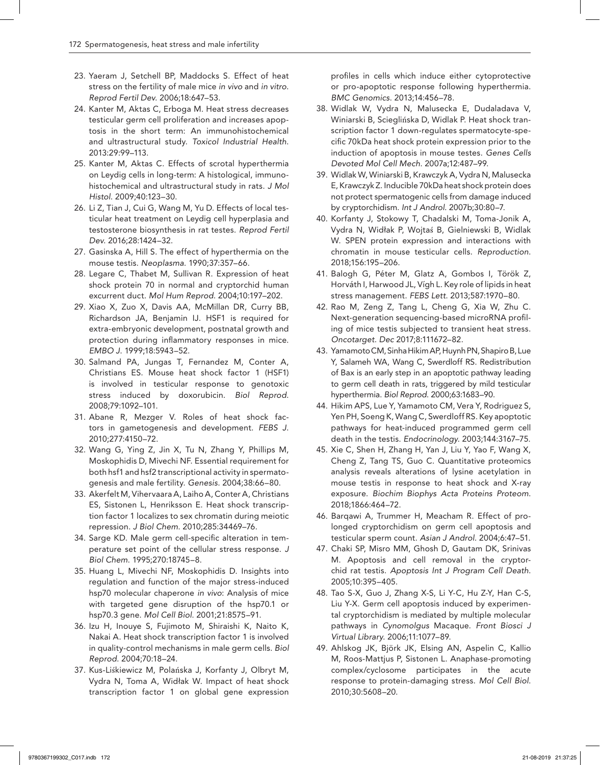23. Yaeram J, Setchell BP, Maddocks S. Effect of heat stress on the fertility of male mice *in vivo* and *in vitro*. *Reprod Fertil Dev.* 2006;18:647–53.
24. Kanter M, Aktas C, Erboga M. Heat stress decreases testicular germ cell proliferation and increases apoptosis in the short term: An immunohistochemical and ultrastructural study. *Toxicol Industrial Health.* 2013:29:99–113.
25. Kanter M, Aktas C. Effects of scrotal hyperthermia on Leydig cells in long-term: A histological, immunohistochemical and ultrastructural study in rats. *J Mol Histol.* 2009;40:123–30.
26. Li Z, Tian J, Cui G, Wang M, Yu D. Effects of local testicular heat treatment on Leydig cell hyperplasia and testosterone biosynthesis in rat testes. *Reprod Fertil Dev.* 2016;28:1424–32.
27. Gasinska A, Hill S. The effect of hyperthermia on the mouse testis. *Neoplasma.* 1990;37:357–66.
28. Legare C, Thabet M, Sullivan R. Expression of heat shock protein 70 in normal and cryptorchid human excurrent duct. *Mol Hum Reprod.* 2004;10:197–202.
29. Xiao X, Zuo X, Davis AA, McMillan DR, Curry BB, Richardson JA, Benjamin IJ. HSF1 is required for extra-embryonic development, postnatal growth and protection during inflammatory responses in mice. *EMBO J.* 1999;18:5943–52.
30. Salmand PA, Jungas T, Fernandez M, Conter A, Christians ES. Mouse heat shock factor 1 (HSF1) is involved in testicular response to genotoxic stress induced by doxorubicin. *Biol Reprod.* 2008;79:1092–101.
31. Abane R, Mezger V. Roles of heat shock factors in gametogenesis and development. *FEBS J.* 2010;277:4150–72.
32. Wang G, Ying Z, Jin X, Tu N, Zhang Y, Phillips M, Moskophidis D, Mivechi NF. Essential requirement for both hsf1 and hsf2 transcriptional activity in spermatogenesis and male fertility. *Genesis.* 2004;38:66–80.
33. Akerfelt M, Vihervaara A, Laiho A, Conter A, Christians ES, Sistonen L, Henriksson E. Heat shock transcription factor 1 localizes to sex chromatin during meiotic repression. *J Biol Chem.* 2010;285:34469–76.
34. Sarge KD. Male germ cell-specific alteration in temperature set point of the cellular stress response. *J Biol Chem.* 1995;270:18745–8.
35. Huang L, Mivechi NF, Moskophidis D. Insights into regulation and function of the major stress-induced hsp70 molecular chaperone *in vivo*: Analysis of mice with targeted gene disruption of the hsp70.1 or hsp70.3 gene. *Mol Cell Biol.* 2001;21:8575–91.
36. Izu H, Inouye S, Fujimoto M, Shiraishi K, Naito K, Nakai A. Heat shock transcription factor 1 is involved in quality-control mechanisms in male germ cells. *Biol Reprod.* 2004;70:18–24.
37. Kus-Liśkiewicz M, Polańska J, Korfanty J, Olbryt M, Vydra N, Toma A, Widłak W. Impact of heat shock transcription factor 1 on global gene expression profiles in cells which induce either cytoprotective or pro-apoptotic response following hyperthermia. *BMC Genomics.* 2013;14:456–78.
38. Widlak W, Vydra N, Malusecka E, Dudaladava V, Winiarski B, Ścieglińska D, Widlak P. Heat shock transcription factor 1 down-regulates spermatocyte-specific 70kDa heat shock protein expression prior to the induction of apoptosis in mouse testes. *Genes Cells Devoted Mol Cell Mech.* 2007a;12:487–99.
39. Widlak W, Winiarski B, Krawczyk A, Vydra N, Malusecka E, Krawczyk Z. Inducible 70kDa heat shock protein does not protect spermatogenic cells from damage induced by cryptorchidism. *Int J Androl.* 2007b;30:80–7.
40. Korfanty J, Stokowy T, Chadalski M, Toma-Jonik A, Vydra N, Widłak P, Wojtaś B, Gielniewski B, Widlak W. SPEN protein expression and interactions with chromatin in mouse testicular cells. *Reproduction.* 2018;156:195–206.
41. Balogh G, Péter M, Glatz A, Gombos I, Török Z, Horváth I, Harwood JL, Vígh L. Key role of lipids in heat stress management. *FEBS Lett.* 2013;587:1970–80.
42. Rao M, Zeng Z, Tang L, Cheng G, Xia W, Zhu C. Next-generation sequencing-based microRNA profiling of mice testis subjected to transient heat stress. *Oncotarget. Dec* 2017;8:111672–82.
43. Yamamoto CM, Sinha Hikim AP, Huynh PN, Shapiro B, Lue Y, Salameh WA, Wang C, Swerdloff RS. Redistribution of Bax is an early step in an apoptotic pathway leading to germ cell death in rats, triggered by mild testicular hyperthermia. *Biol Reprod.* 2000;63:1683–90.
44. Hikim APS, Lue Y, Yamamoto CM, Vera Y, Rodriguez S, Yen PH, Soeng K, Wang C, Swerdloff RS. Key apoptotic pathways for heat-induced programmed germ cell death in the testis. *Endocrinology.* 2003;144:3167–75.
45. Xie C, Shen H, Zhang H, Yan J, Liu Y, Yao F, Wang X, Cheng Z, Tang TS, Guo C. Quantitative proteomics analysis reveals alterations of lysine acetylation in mouse testis in response to heat shock and X-ray exposure. *Biochim Biophys Acta Proteins Proteom.* 2018;1866:464–72.
46. Barqawi A, Trummer H, Meacham R. Effect of prolonged cryptorchidism on germ cell apoptosis and testicular sperm count. *Asian J Androl.* 2004;6:47–51.
47. Chaki SP, Misro MM, Ghosh D, Gautam DK, Srinivas M. Apoptosis and cell removal in the cryptorchid rat testis. *Apoptosis Int J Program Cell Death.* 2005;10:395–405.
48. Tao S-X, Guo J, Zhang X-S, Li Y-C, Hu Z-Y, Han C-S, Liu Y-X. Germ cell apoptosis induced by experimental cryptorchidism is mediated by multiple molecular pathways in *Cynomolgus* Macaque. *Front Biosci J Virtual Library.* 2006;11:1077–89.
49. Ahlskog JK, Björk JK, Elsing AN, Aspelin C, Kallio M, Roos-Mattjus P, Sistonen L. Anaphase-promoting complex/cyclosome participates in the acute response to protein-damaging stress. *Mol Cell Biol.* 2010;30:5608–20.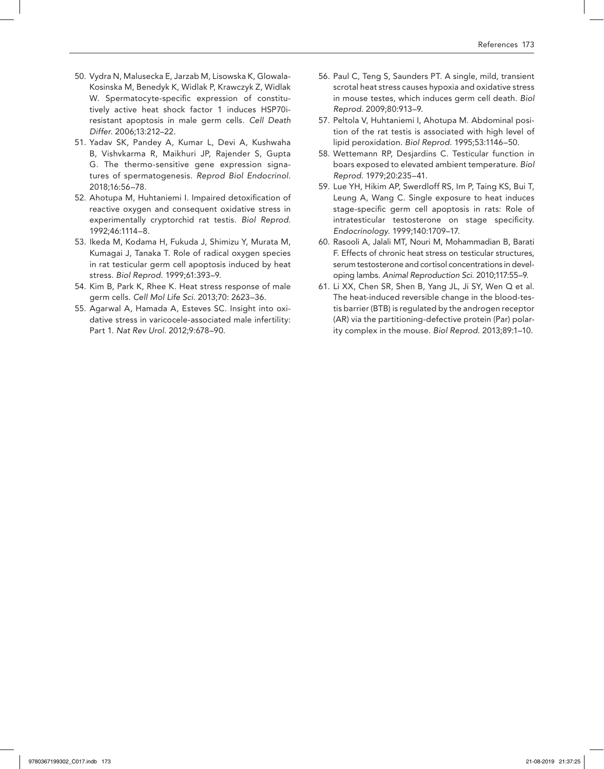50. Vydra N, Malusecka E, Jarzab M, Lisowska K, Glowala-Kosinska M, Benedyk K, Widlak P, Krawczyk Z, Widlak W. Spermatocyte-specific expression of constitutively active heat shock factor 1 induces HSP70i-resistant apoptosis in male germ cells. *Cell Death Differ*. 2006;13:212–22.
51. Yadav SK, Pandey A, Kumar L, Devi A, Kushwaha B, Vishvkarma R, Maikhuri JP, Rajender S, Gupta G. The thermo-sensitive gene expression signatures of spermatogenesis. *Reprod Biol Endocrinol*. 2018;16:56–78.
52. Ahotupa M, Huhtaniemi I. Impaired detoxification of reactive oxygen and consequent oxidative stress in experimentally cryptorchid rat testis. *Biol Reprod*. 1992;46:1114–8.
53. Ikeda M, Kodama H, Fukuda J, Shimizu Y, Murata M, Kumagai J, Tanaka T. Role of radical oxygen species in rat testicular germ cell apoptosis induced by heat stress. *Biol Reprod*. 1999;61:393–9.
54. Kim B, Park K, Rhee K. Heat stress response of male germ cells. *Cell Mol Life Sci*. 2013;70: 2623–36.
55. Agarwal A, Hamada A, Esteves SC. Insight into oxidative stress in varicocele-associated male infertility: Part 1. *Nat Rev Urol*. 2012;9:678–90.
56. Paul C, Teng S, Saunders PT. A single, mild, transient scrotal heat stress causes hypoxia and oxidative stress in mouse testes, which induces germ cell death. *Biol Reprod*. 2009;80:913–9.
57. Peltola V, Huhtaniemi I, Ahotupa M. Abdominal position of the rat testis is associated with high level of lipid peroxidation. *Biol Reprod*. 1995;53:1146–50.
58. Wettemann RP, Desjardins C. Testicular function in boars exposed to elevated ambient temperature. *Biol Reprod*. 1979;20:235–41.
59. Lue YH, Hikim AP, Swerdloff RS, Im P, Taing KS, Bui T, Leung A, Wang C. Single exposure to heat induces stage-specific germ cell apoptosis in rats: Role of intratesticular testosterone on stage specificity. *Endocrinology*. 1999;140:1709–17.
60. Rasooli A, Jalali MT, Nouri M, Mohammadian B, Barati F. Effects of chronic heat stress on testicular structures, serum testosterone and cortisol concentrations in developing lambs. *Animal Reproduction Sci*. 2010;117:55–9.
61. Li XX, Chen SR, Shen B, Yang JL, Ji SY, Wen Q et al. The heat-induced reversible change in the blood-testis barrier (BTB) is regulated by the androgen receptor (AR) via the partitioning-defective protein (Par) polarity complex in the mouse. *Biol Reprod*. 2013;89:1–10.